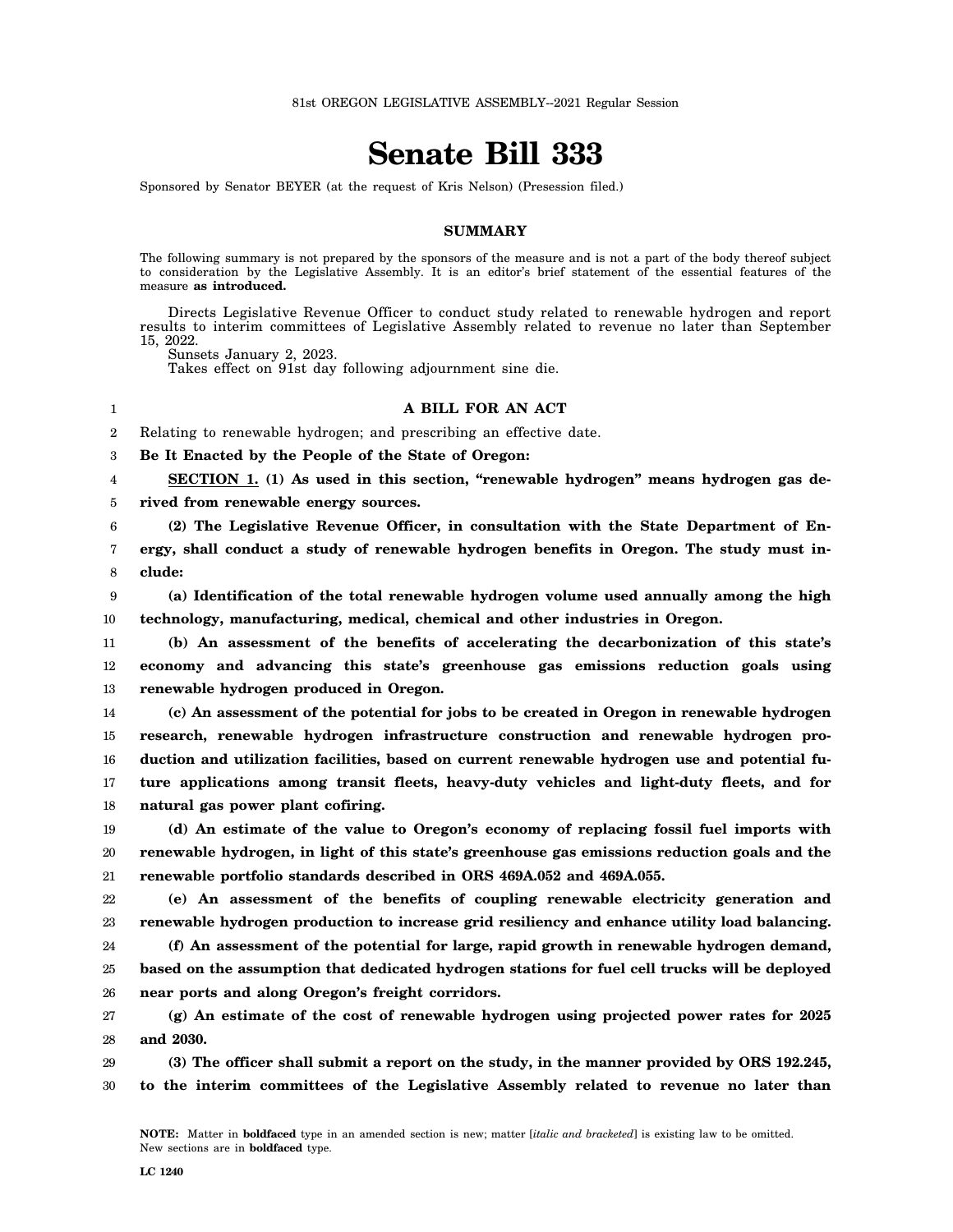81st OREGON LEGISLATIVE ASSEMBLY--2021 Regular Session

# Senate Bill 333

Sponsored by Senator BEYER (at the request of Kris Nelson) (Presession filed.)

## SUMMARY

The following summary is not prepared by the sponsors of the measure and is not a part of the body thereof subject to consideration by the Legislative Assembly. It is an editor's brief statement of the essential features of the measure **as introduced.**

Directs Legislative Revenue Officer to conduct study related to renewable hydrogen and report results to interim committees of Legislative Assembly related to revenue no later than September 15, 2022.

Sunsets January 2, 2023.

Takes effect on 91st day following adjournment sine die.

### A BILL FOR AN ACT

Relating to renewable hydrogen; and prescribing an effective date.

**Be It Enacted by the People of the State of Oregon:**

**SECTION 1. (1) As used in this section, "renewable hydrogen" means hydrogen gas derived from renewable energy sources.**

**(2) The Legislative Revenue Officer, in consultation with the State Department of Energy, shall conduct a study of renewable hydrogen benefits in Oregon. The study must include:**

**(a) Identification of the total renewable hydrogen volume used annually among the high technology, manufacturing, medical, chemical and other industries in Oregon.**

**(b) An assessment of the benefits of accelerating the decarbonization of this state's economy and advancing this state's greenhouse gas emissions reduction goals using renewable hydrogen produced in Oregon.**

**(c) An assessment of the potential for jobs to be created in Oregon in renewable hydrogen research, renewable hydrogen infrastructure construction and renewable hydrogen production and utilization facilities, based on current renewable hydrogen use and potential future applications among transit fleets, heavy-duty vehicles and light-duty fleets, and for natural gas power plant cofiring.**

**(d) An estimate of the value to Oregon's economy of replacing fossil fuel imports with renewable hydrogen, in light of this state's greenhouse gas emissions reduction goals and the renewable portfolio standards described in ORS 469A.052 and 469A.055.**

**(e) An assessment of the benefits of coupling renewable electricity generation and renewable hydrogen production to increase grid resiliency and enhance utility load balancing.**

**(f) An assessment of the potential for large, rapid growth in renewable hydrogen demand, based on the assumption that dedicated hydrogen stations for fuel cell trucks will be deployed near ports and along Oregon's freight corridors.**

**(g) An estimate of the cost of renewable hydrogen using projected power rates for 2025 and 2030.**

**(3) The officer shall submit a report on the study, in the manner provided by ORS 192.245, to the interim committees of the Legislative Assembly related to revenue no later than**

**NOTE:** Matter in **boldfaced** type in an amended section is new; matter [*italic and bracketed*] is existing law to be omitted. New sections are in **boldfaced** type.

LC 1240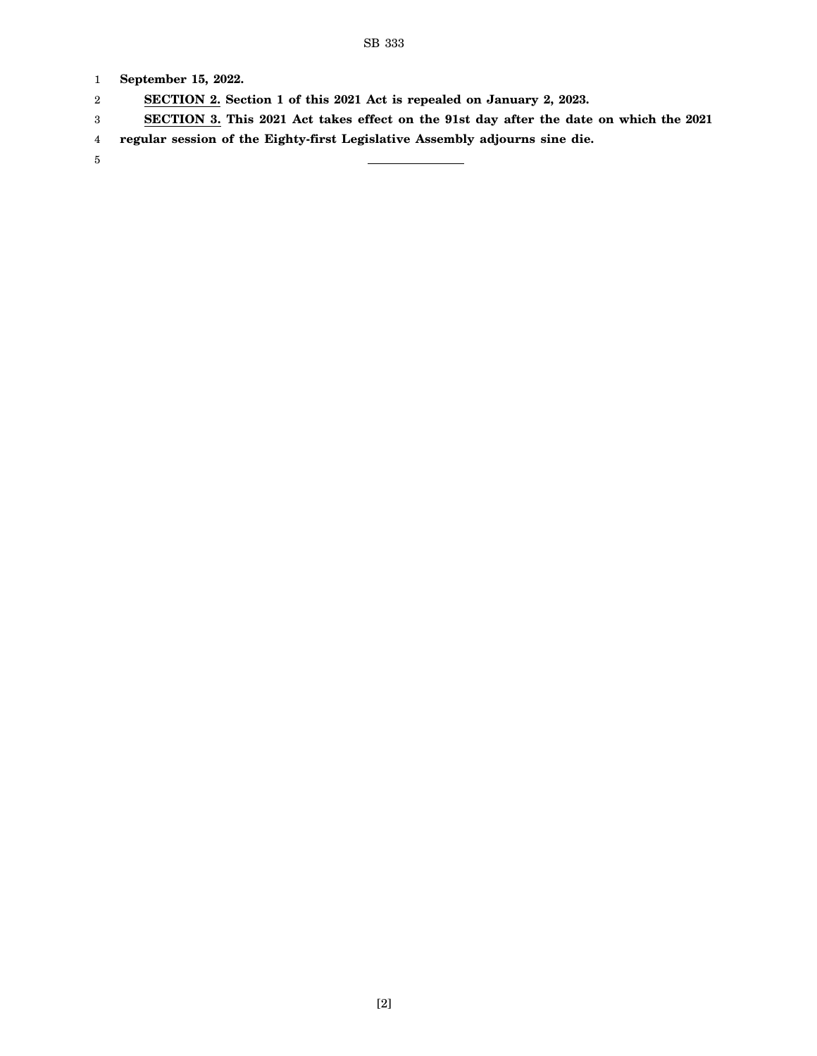**September 15, 2022.**

**SECTION 2. Section 1 of this 2021 Act is repealed on January 2, 2023.**

**SECTION 3. This 2021 Act takes effect on the 91st day after the date on which the 2021 regular session of the Eighty-first Legislative Assembly adjourns sine die.**